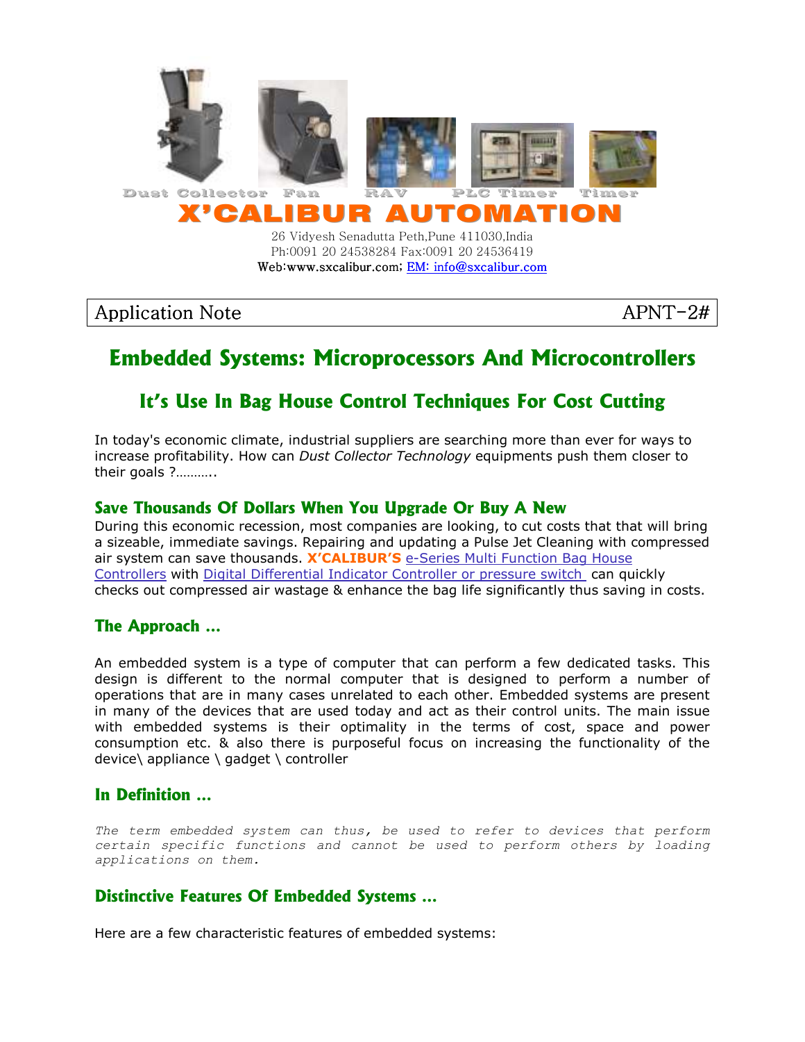Dust Collector Fan RAV PLC Timer Timer

# X'CALIBUR AUTOMATION

26 Vidyesh Senadutta Peth,Pune 411030,India
Ph:0091 20 24538284 Fax:0091 20 24536419
Web:www.sxcalibur.com; EM: info@sxcalibur.com

| Application Note | APNT-2# |
|---|---|

# Embedded Systems: Microprocessors And Microcontrollers

## It's Use In Bag House Control Techniques For Cost Cutting

In today's economic climate, industrial suppliers are searching more than ever for ways to increase profitability. How can *Dust Collector Technology* equipments push them closer to their goals ?………..

### Save Thousands Of Dollars When You Upgrade Or Buy A New

During this economic recession, most companies are looking, to cut costs that that will bring a sizeable, immediate savings. Repairing and updating a Pulse Jet Cleaning with compressed air system can save thousands. **X'CALIBUR'S** e-Series Multi Function Bag House Controllers with Digital Differential Indicator Controller or pressure switch can quickly checks out compressed air wastage & enhance the bag life significantly thus saving in costs.

### The Approach ...

An embedded system is a type of computer that can perform a few dedicated tasks. This design is different to the normal computer that is designed to perform a number of operations that are in many cases unrelated to each other. Embedded systems are present in many of the devices that are used today and act as their control units. The main issue with embedded systems is their optimality in the terms of cost, space and power consumption etc. & also there is purposeful focus on increasing the functionality of the device\ appliance \ gadget \ controller

### In Definition ...

*The term embedded system can thus, be used to refer to devices that perform certain specific functions and cannot be used to perform others by loading applications on them.*

### Distinctive Features Of Embedded Systems ...

Here are a few characteristic features of embedded systems: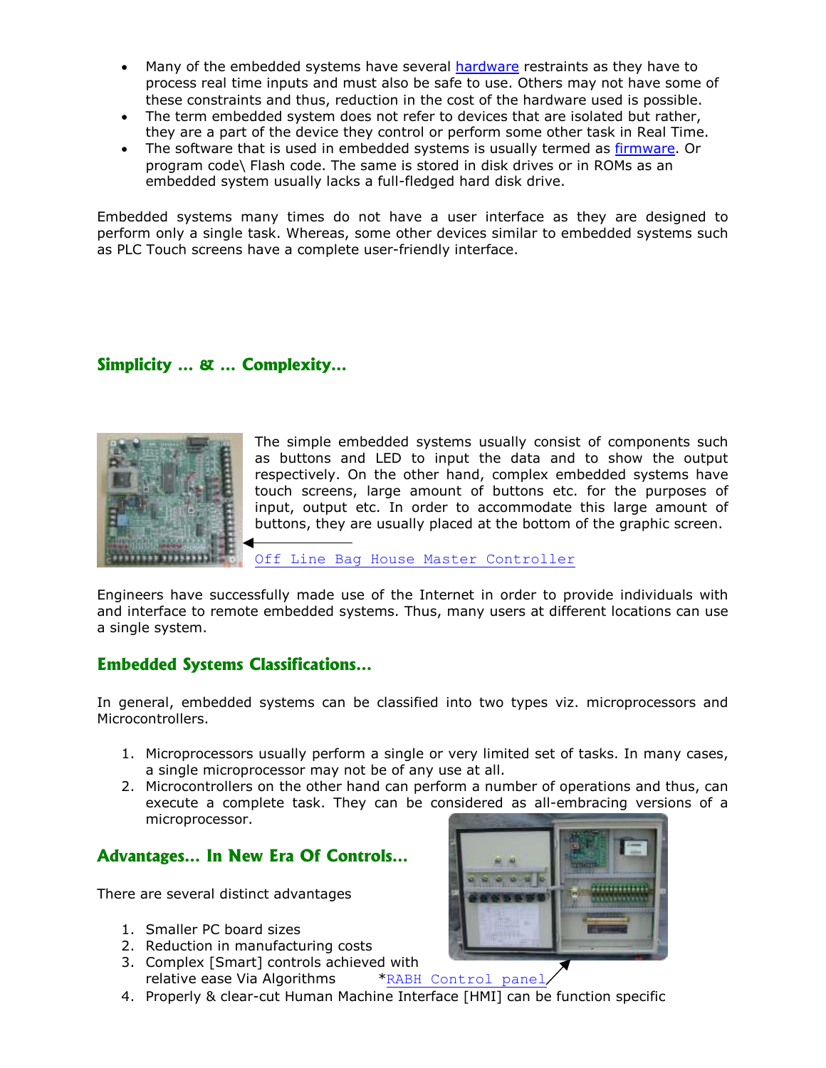- Many of the embedded systems have several hardware restraints as they have to process real time inputs and must also be safe to use. Others may not have some of these constraints and thus, reduction in the cost of the hardware used is possible.
- The term embedded system does not refer to devices that are isolated but rather, they are a part of the device they control or perform some other task in Real Time.
- The software that is used in embedded systems is usually termed as firmware. Or program code\ Flash code. The same is stored in disk drives or in ROMs as an embedded system usually lacks a full-fledged hard disk drive.

Embedded systems many times do not have a user interface as they are designed to perform only a single task. Whereas, some other devices similar to embedded systems such as PLC Touch screens have a complete user-friendly interface.

## Simplicity … & … Complexity…

The simple embedded systems usually consist of components such as buttons and LED to input the data and to show the output respectively. On the other hand, complex embedded systems have touch screens, large amount of buttons etc. for the purposes of input, output etc. In order to accommodate this large amount of buttons, they are usually placed at the bottom of the graphic screen.

Off Line Bag House Master Controller

Engineers have successfully made use of the Internet in order to provide individuals with and interface to remote embedded systems. Thus, many users at different locations can use a single system.

## Embedded Systems Classifications…

In general, embedded systems can be classified into two types viz. microprocessors and Microcontrollers.

1. Microprocessors usually perform a single or very limited set of tasks. In many cases, a single microprocessor may not be of any use at all.
2. Microcontrollers on the other hand can perform a number of operations and thus, can execute a complete task. They can be considered as all-embracing versions of a microprocessor.

## Advantages… In New Era Of Controls…

There are several distinct advantages

1. Smaller PC board sizes
2. Reduction in manufacturing costs
3. Complex [Smart] controls achieved with relative ease Via Algorithms
4. Properly & clear-cut Human Machine Interface [HMI] can be function specific

*RABH Control panel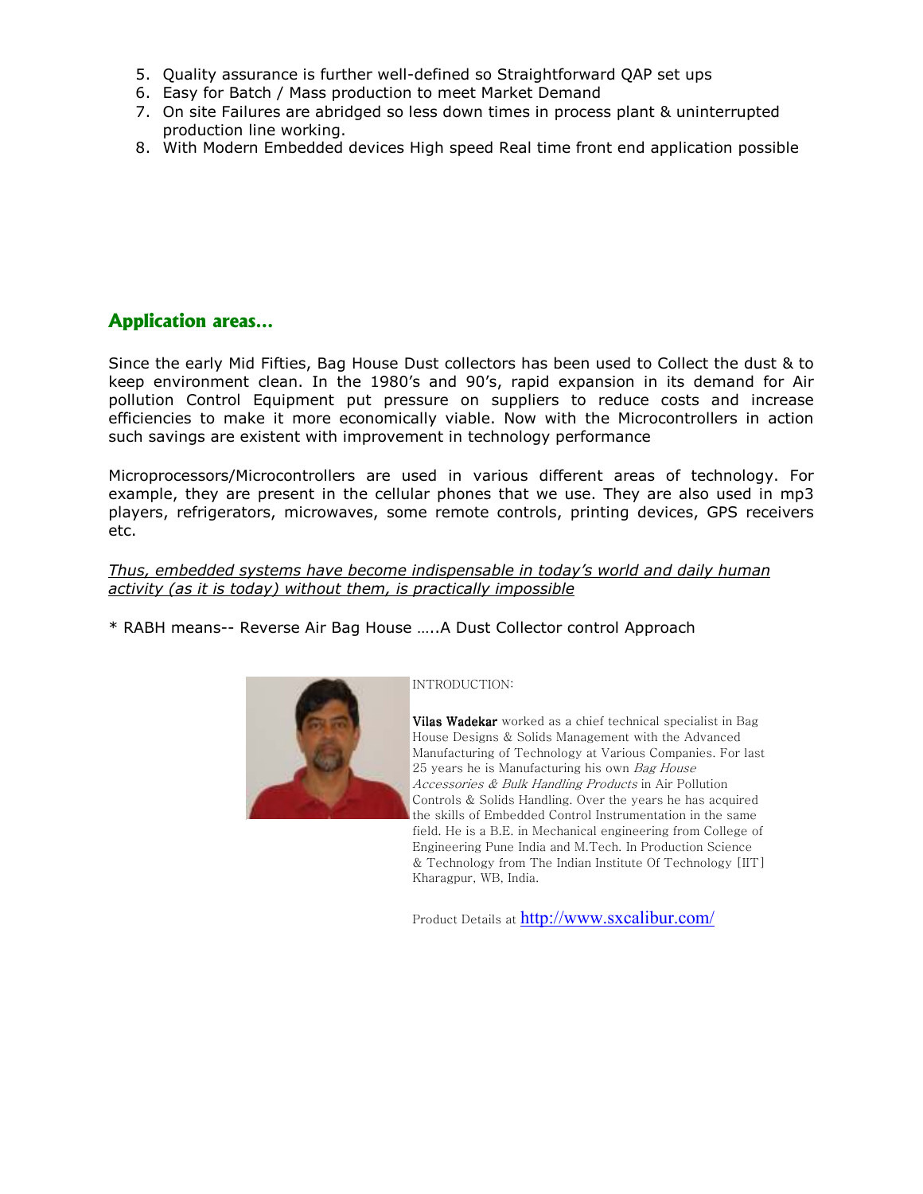5. Quality assurance is further well-defined so Straightforward QAP set ups
6. Easy for Batch / Mass production to meet Market Demand
7. On site Failures are abridged so less down times in process plant & uninterrupted production line working.
8. With Modern Embedded devices High speed Real time front end application possible

## Application areas…

Since the early Mid Fifties, Bag House Dust collectors has been used to Collect the dust & to keep environment clean. In the 1980's and 90's, rapid expansion in its demand for Air pollution Control Equipment put pressure on suppliers to reduce costs and increase efficiencies to make it more economically viable. Now with the Microcontrollers in action such savings are existent with improvement in technology performance

Microprocessors/Microcontrollers are used in various different areas of technology. For example, they are present in the cellular phones that we use. They are also used in mp3 players, refrigerators, microwaves, some remote controls, printing devices, GPS receivers etc.

*Thus, embedded systems have become indispensable in today's world and daily human activity (as it is today) without them, is practically impossible*

* RABH means-- Reverse Air Bag House …..A Dust Collector control Approach

INTRODUCTION:

**Vilas Wadekar** worked as a chief technical specialist in Bag House Designs & Solids Management with the Advanced Manufacturing of Technology at Various Companies. For last 25 years he is Manufacturing his own *Bag House Accessories & Bulk Handling Products* in Air Pollution Controls & Solids Handling. Over the years he has acquired the skills of Embedded Control Instrumentation in the same field. He is a B.E. in Mechanical engineering from College of Engineering Pune India and M.Tech. In Production Science & Technology from The Indian Institute Of Technology [IIT] Kharagpur, WB, India.

Product Details at http://www.sxcalibur.com/